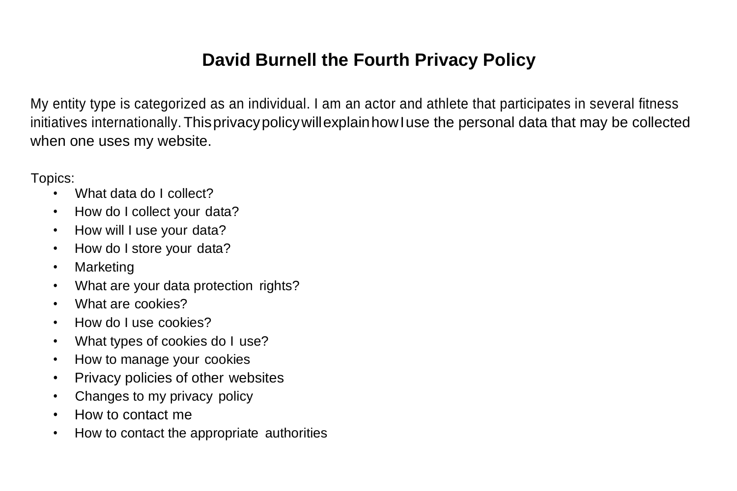# David Burnell the Fourth Privacy Policy

My entity type is categorized as an individual. I am an actor and athlete that participates in several fitness initiatives internationally. This privacy policy will explain how I use the personal data that may be collected when one uses my website.

Topics:

- What data do I collect?
- How do I collect your data?
- How will I use your data?
- How do I store your data?
- Marketing
- What are your data protection rights?
- What are cookies?
- How do I use cookies?
- What types of cookies do I use?
- How to manage your cookies
- Privacy policies of other websites
- Changes to my privacy policy
- How to contact me
- How to contact the appropriate authorities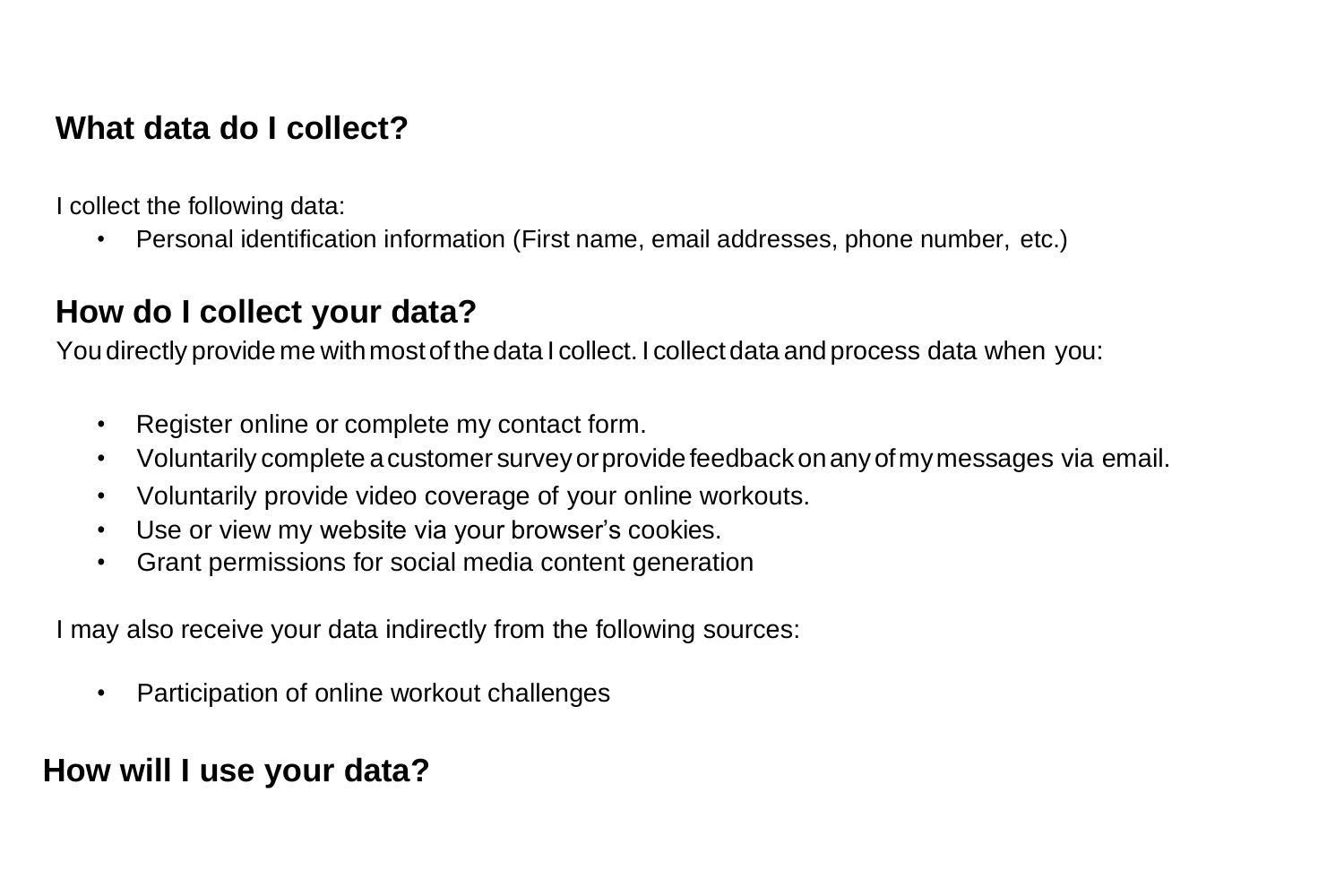## What data do I collect?

I collect the following data:

- Personal identification information (First name, email addresses, phone number, etc.)

## How do I collect your data?

You directly provide me with most of the data I collect. I collect data and process data when you:

- Register online or complete my contact form.
- Voluntarily complete a customer survey or provide feedback on any of my messages via email.
- Voluntarily provide video coverage of your online workouts.
- Use or view my website via your browser's cookies.
- Grant permissions for social media content generation

I may also receive your data indirectly from the following sources:

- Participation of online workout challenges

## How will I use your data?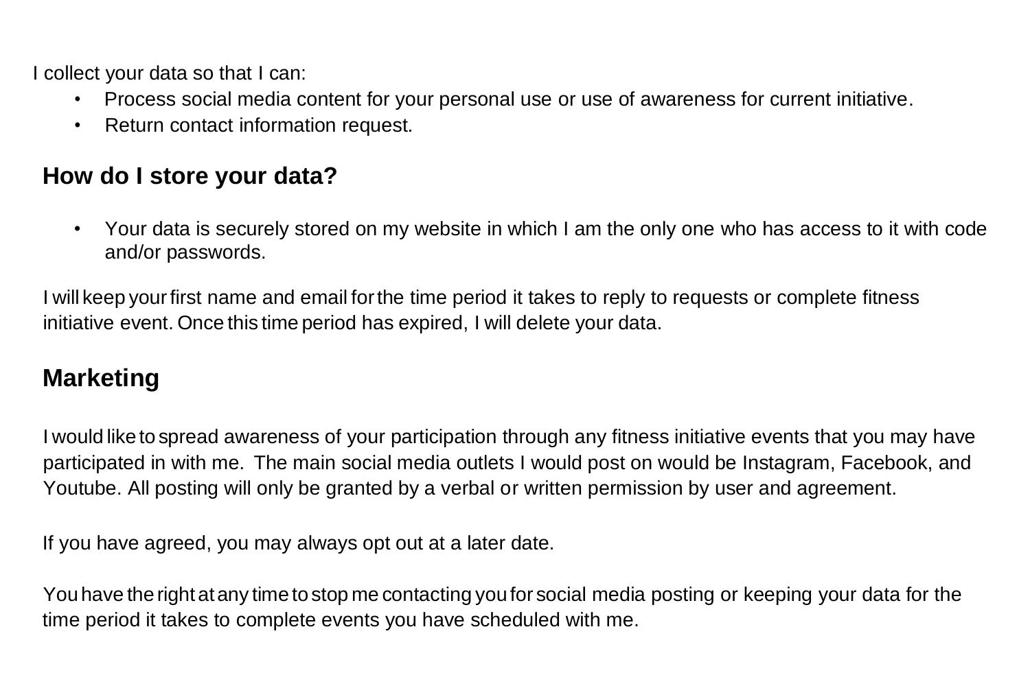I collect your data so that I can:

- Process social media content for your personal use or use of awareness for current initiative.
- Return contact information request.

## How do I store your data?

- Your data is securely stored on my website in which I am the only one who has access to it with code and/or passwords.

I will keep your first name and email for the time period it takes to reply to requests or complete fitness initiative event. Once this time period has expired, I will delete your data.

## Marketing

I would like to spread awareness of your participation through any fitness initiative events that you may have participated in with me. The main social media outlets I would post on would be Instagram, Facebook, and Youtube. All posting will only be granted by a verbal or written permission by user and agreement.

If you have agreed, you may always opt out at a later date.

You have the right at any time to stop me contacting you for social media posting or keeping your data for the time period it takes to complete events you have scheduled with me.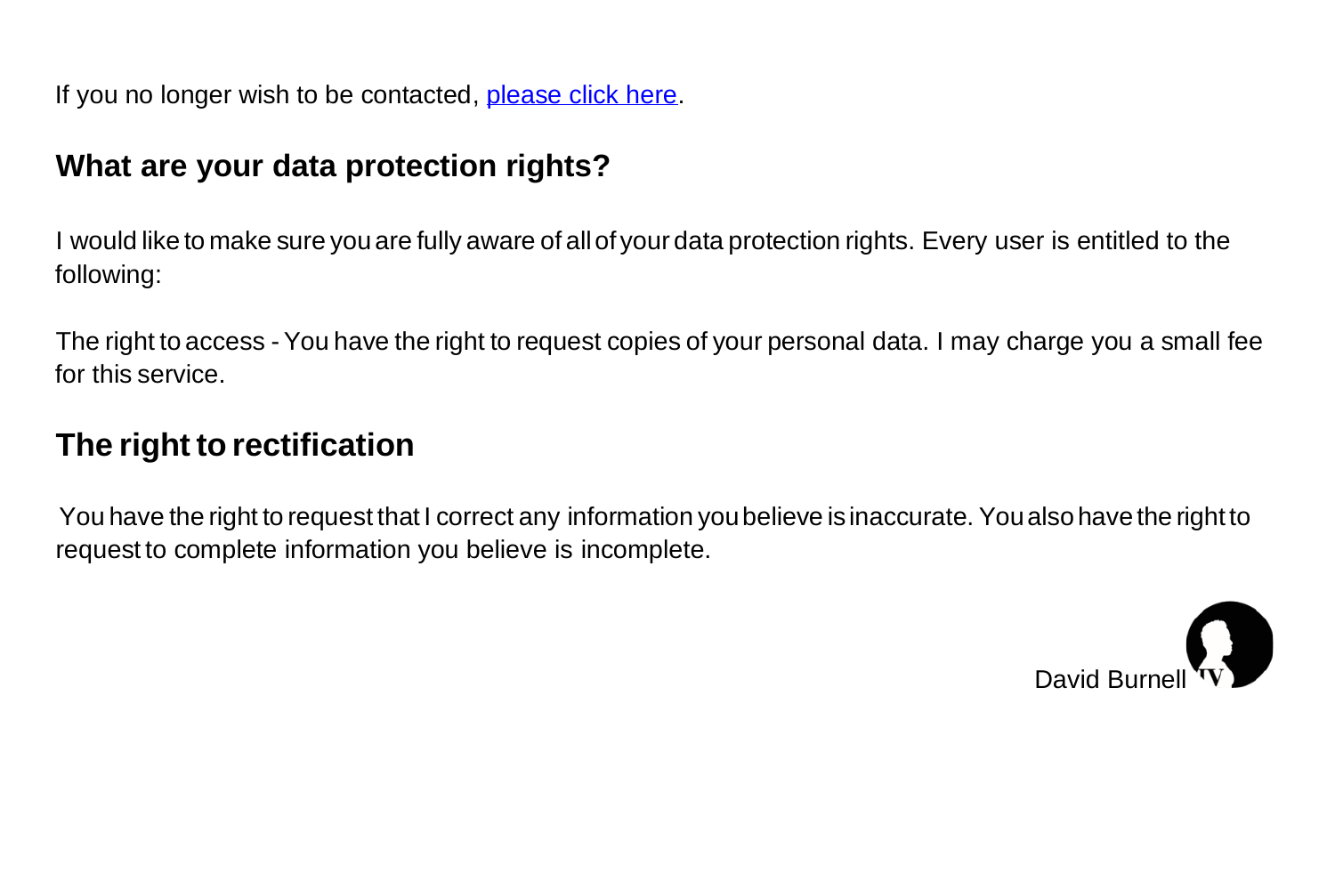If you no longer wish to be contacted, please click here.

## What are your data protection rights?

I would like to make sure you are fully aware of all of your data protection rights. Every user is entitled to the following:

The right to access - You have the right to request copies of your personal data. I may charge you a small fee for this service.

## The right to rectification

You have the right to request that I correct any information you believe is inaccurate. You also have the right to request to complete information you believe is incomplete.

David Burnell